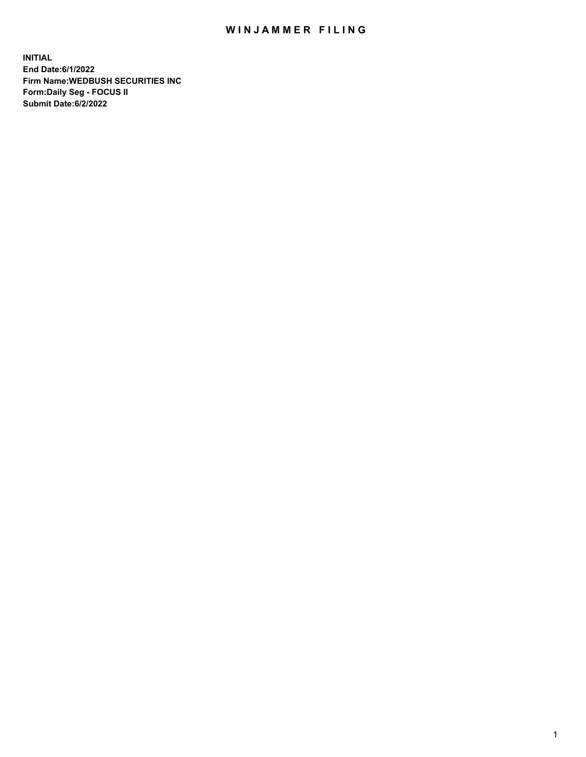# WINJAMMER FILING

**INITIAL**
**End Date:6/1/2022**
**Firm Name:WEDBUSH SECURITIES INC**
**Form:Daily Seg - FOCUS II**
**Submit Date:6/2/2022**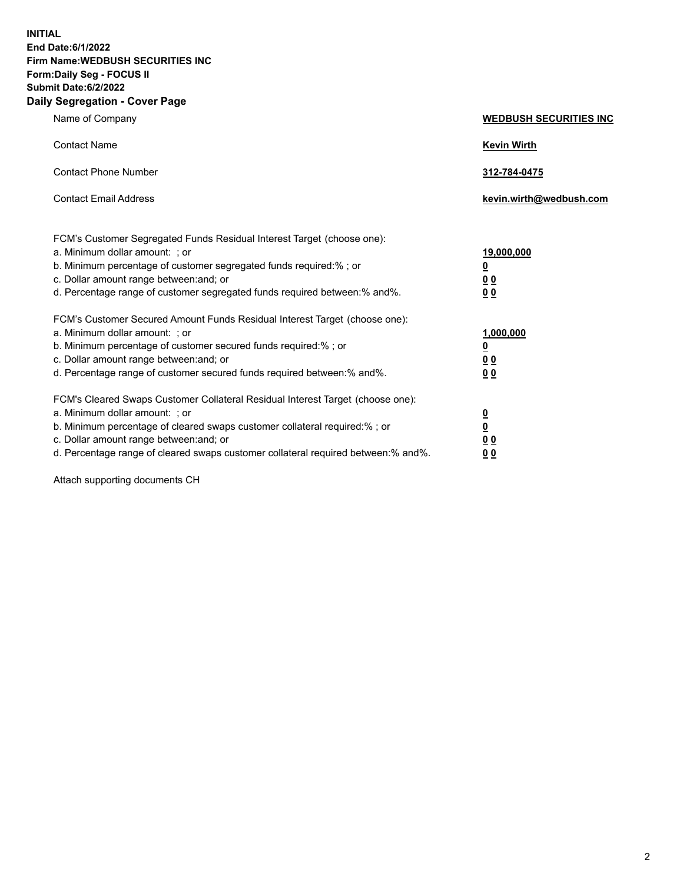**INITIAL**
**End Date:6/1/2022**
**Firm Name:WEDBUSH SECURITIES INC**
**Form:Daily Seg - FOCUS II**
**Submit Date:6/2/2022**

## Daily Segregation - Cover Page

| | |
|---|---|
| Name of Company | **WEDBUSH SECURITIES INC** |
| Contact Name | **Kevin Wirth** |
| Contact Phone Number | **312-784-0475** |
| Contact Email Address | **kevin.wirth@wedbush.com** |

FCM's Customer Segregated Funds Residual Interest Target (choose one):

| | |
|---|---|
| a. Minimum dollar amount: ; or | **19,000,000** |
| b. Minimum percentage of customer segregated funds required:% ; or | **0** |
| c. Dollar amount range between:and; or | **0 0** |
| d. Percentage range of customer segregated funds required between:% and%. | **0 0** |

FCM's Customer Secured Amount Funds Residual Interest Target (choose one):

| | |
|---|---|
| a. Minimum dollar amount: ; or | **1,000,000** |
| b. Minimum percentage of customer secured funds required:% ; or | **0** |
| c. Dollar amount range between:and; or | **0 0** |
| d. Percentage range of customer secured funds required between:% and%. | **0 0** |

FCM's Cleared Swaps Customer Collateral Residual Interest Target (choose one):

| | |
|---|---|
| a. Minimum dollar amount: ; or | **0** |
| b. Minimum percentage of cleared swaps customer collateral required:% ; or | **0** |
| c. Dollar amount range between:and; or | **0 0** |
| d. Percentage range of cleared swaps customer collateral required between:% and%. | **0 0** |

Attach supporting documents CH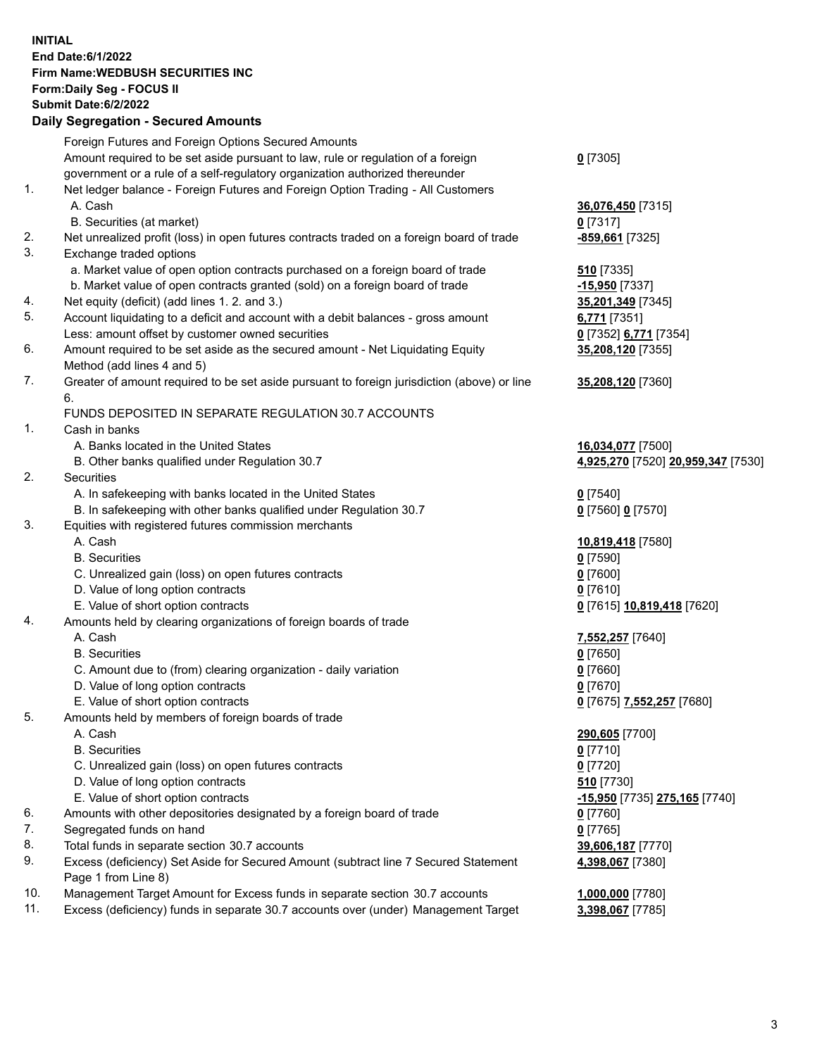**INITIAL**
**End Date:6/1/2022**
**Firm Name:WEDBUSH SECURITIES INC**
**Form:Daily Seg - FOCUS II**
**Submit Date:6/2/2022**

## Daily Segregation - Secured Amounts

| | | |
|---|---|---|
| | Foreign Futures and Foreign Options Secured Amounts | |
| | Amount required to be set aside pursuant to law, rule or regulation of a foreign government or a rule of a self-regulatory organization authorized thereunder | **0** [7305] |
| 1. | Net ledger balance - Foreign Futures and Foreign Option Trading - All Customers | |
| | A. Cash | **36,076,450** [7315] |
| | B. Securities (at market) | **0** [7317] |
| 2. | Net unrealized profit (loss) in open futures contracts traded on a foreign board of trade | **-859,661** [7325] |
| 3. | Exchange traded options | |
| | a. Market value of open option contracts purchased on a foreign board of trade | **510** [7335] |
| | b. Market value of open contracts granted (sold) on a foreign board of trade | **-15,950** [7337] |
| 4. | Net equity (deficit) (add lines 1. 2. and 3.) | **35,201,349** [7345] |
| 5. | Account liquidating to a deficit and account with a debit balances - gross amount | **6,771** [7351] |
| | Less: amount offset by customer owned securities | **0** [7352] **6,771** [7354] |
| 6. | Amount required to be set aside as the secured amount - Net Liquidating Equity Method (add lines 4 and 5) | **35,208,120** [7355] |
| 7. | Greater of amount required to be set aside pursuant to foreign jurisdiction (above) or line 6. | **35,208,120** [7360] |
| | FUNDS DEPOSITED IN SEPARATE REGULATION 30.7 ACCOUNTS | |
| 1. | Cash in banks | |
| | A. Banks located in the United States | **16,034,077** [7500] |
| | B. Other banks qualified under Regulation 30.7 | **4,925,270** [7520] **20,959,347** [7530] |
| 2. | Securities | |
| | A. In safekeeping with banks located in the United States | **0** [7540] |
| | B. In safekeeping with other banks qualified under Regulation 30.7 | **0** [7560] **0** [7570] |
| 3. | Equities with registered futures commission merchants | |
| | A. Cash | **10,819,418** [7580] |
| | B. Securities | **0** [7590] |
| | C. Unrealized gain (loss) on open futures contracts | **0** [7600] |
| | D. Value of long option contracts | **0** [7610] |
| | E. Value of short option contracts | **0** [7615] **10,819,418** [7620] |
| 4. | Amounts held by clearing organizations of foreign boards of trade | |
| | A. Cash | **7,552,257** [7640] |
| | B. Securities | **0** [7650] |
| | C. Amount due to (from) clearing organization - daily variation | **0** [7660] |
| | D. Value of long option contracts | **0** [7670] |
| | E. Value of short option contracts | **0** [7675] **7,552,257** [7680] |
| 5. | Amounts held by members of foreign boards of trade | |
| | A. Cash | **290,605** [7700] |
| | B. Securities | **0** [7710] |
| | C. Unrealized gain (loss) on open futures contracts | **0** [7720] |
| | D. Value of long option contracts | **510** [7730] |
| | E. Value of short option contracts | **-15,950** [7735] **275,165** [7740] |
| 6. | Amounts with other depositories designated by a foreign board of trade | **0** [7760] |
| 7. | Segregated funds on hand | **0** [7765] |
| 8. | Total funds in separate section 30.7 accounts | **39,606,187** [7770] |
| 9. | Excess (deficiency) Set Aside for Secured Amount (subtract line 7 Secured Statement Page 1 from Line 8) | **4,398,067** [7380] |
| 10. | Management Target Amount for Excess funds in separate section 30.7 accounts | **1,000,000** [7780] |
| 11. | Excess (deficiency) funds in separate 30.7 accounts over (under) Management Target | **3,398,067** [7785] |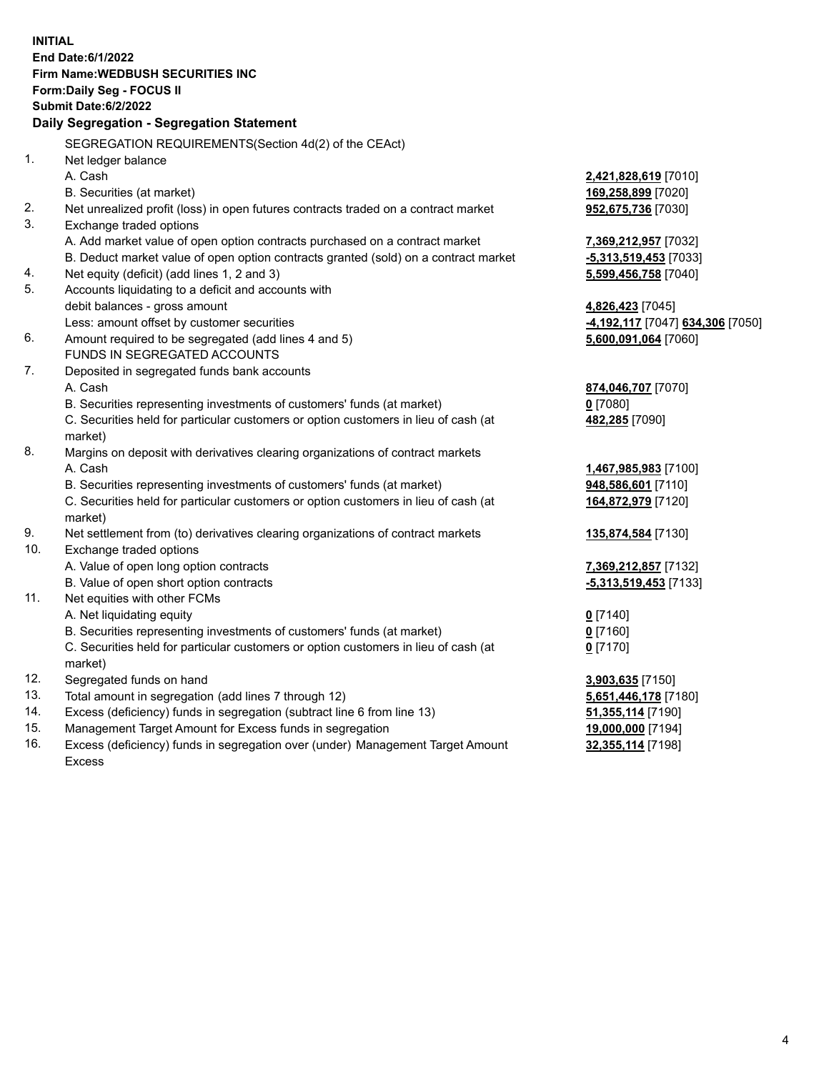**INITIAL**
**End Date:6/1/2022**
**Firm Name:WEDBUSH SECURITIES INC**
**Form:Daily Seg - FOCUS II**
**Submit Date:6/2/2022**

### Daily Segregation - Segregation Statement

| | | |
|---|---|---|
| | SEGREGATION REQUIREMENTS(Section 4d(2) of the CEAct) | |
| 1. | Net ledger balance | |
| | A. Cash | **2,421,828,619** [7010] |
| | B. Securities (at market) | **169,258,899** [7020] |
| 2. | Net unrealized profit (loss) in open futures contracts traded on a contract market | **952,675,736** [7030] |
| 3. | Exchange traded options | |
| | A. Add market value of open option contracts purchased on a contract market | **7,369,212,957** [7032] |
| | B. Deduct market value of open option contracts granted (sold) on a contract market | **-5,313,519,453** [7033] |
| 4. | Net equity (deficit) (add lines 1, 2 and 3) | **5,599,456,758** [7040] |
| 5. | Accounts liquidating to a deficit and accounts with | |
| | debit balances - gross amount | **4,826,423** [7045] |
| | Less: amount offset by customer securities | **-4,192,117** [7047] **634,306** [7050] |
| 6. | Amount required to be segregated (add lines 4 and 5) | **5,600,091,064** [7060] |
| | FUNDS IN SEGREGATED ACCOUNTS | |
| 7. | Deposited in segregated funds bank accounts | |
| | A. Cash | **874,046,707** [7070] |
| | B. Securities representing investments of customers' funds (at market) | **0** [7080] |
| | C. Securities held for particular customers or option customers in lieu of cash (at market) | **482,285** [7090] |
| 8. | Margins on deposit with derivatives clearing organizations of contract markets | |
| | A. Cash | **1,467,985,983** [7100] |
| | B. Securities representing investments of customers' funds (at market) | **948,586,601** [7110] |
| | C. Securities held for particular customers or option customers in lieu of cash (at market) | **164,872,979** [7120] |
| 9. | Net settlement from (to) derivatives clearing organizations of contract markets | **135,874,584** [7130] |
| 10. | Exchange traded options | |
| | A. Value of open long option contracts | **7,369,212,857** [7132] |
| | B. Value of open short option contracts | **-5,313,519,453** [7133] |
| 11. | Net equities with other FCMs | |
| | A. Net liquidating equity | **0** [7140] |
| | B. Securities representing investments of customers' funds (at market) | **0** [7160] |
| | C. Securities held for particular customers or option customers in lieu of cash (at market) | **0** [7170] |
| 12. | Segregated funds on hand | **3,903,635** [7150] |
| 13. | Total amount in segregation (add lines 7 through 12) | **5,651,446,178** [7180] |
| 14. | Excess (deficiency) funds in segregation (subtract line 6 from line 13) | **51,355,114** [7190] |
| 15. | Management Target Amount for Excess funds in segregation | **19,000,000** [7194] |
| 16. | Excess (deficiency) funds in segregation over (under) Management Target Amount Excess | **32,355,114** [7198] |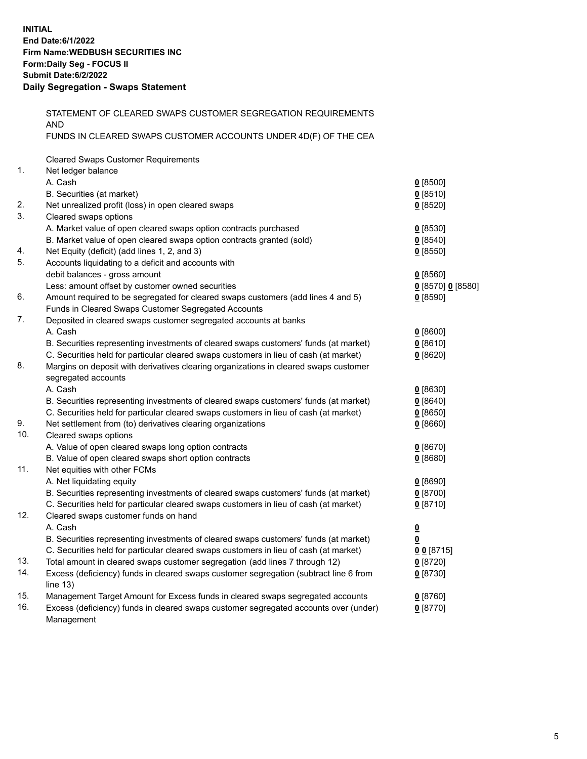**INITIAL**
**End Date:6/1/2022**
**Firm Name:WEDBUSH SECURITIES INC**
**Form:Daily Seg - FOCUS II**
**Submit Date:6/2/2022**
**Daily Segregation - Swaps Statement**

STATEMENT OF CLEARED SWAPS CUSTOMER SEGREGATION REQUIREMENTS AND FUNDS IN CLEARED SWAPS CUSTOMER ACCOUNTS UNDER 4D(F) OF THE CEA

| | | |
|---|---|---|
| | Cleared Swaps Customer Requirements | |
| 1. | Net ledger balance | |
| | A. Cash | 0 [8500] |
| | B. Securities (at market) | 0 [8510] |
| 2. | Net unrealized profit (loss) in open cleared swaps | 0 [8520] |
| 3. | Cleared swaps options | |
| | A. Market value of open cleared swaps option contracts purchased | 0 [8530] |
| | B. Market value of open cleared swaps option contracts granted (sold) | 0 [8540] |
| 4. | Net Equity (deficit) (add lines 1, 2, and 3) | 0 [8550] |
| 5. | Accounts liquidating to a deficit and accounts with debit balances - gross amount | 0 [8560] |
| | Less: amount offset by customer owned securities | 0 [8570] 0 [8580] |
| 6. | Amount required to be segregated for cleared swaps customers (add lines 4 and 5) | 0 [8590] |
| | Funds in Cleared Swaps Customer Segregated Accounts | |
| 7. | Deposited in cleared swaps customer segregated accounts at banks | |
| | A. Cash | 0 [8600] |
| | B. Securities representing investments of cleared swaps customers' funds (at market) | 0 [8610] |
| | C. Securities held for particular cleared swaps customers in lieu of cash (at market) | 0 [8620] |
| 8. | Margins on deposit with derivatives clearing organizations in cleared swaps customer segregated accounts | |
| | A. Cash | 0 [8630] |
| | B. Securities representing investments of cleared swaps customers' funds (at market) | 0 [8640] |
| | C. Securities held for particular cleared swaps customers in lieu of cash (at market) | 0 [8650] |
| 9. | Net settlement from (to) derivatives clearing organizations | 0 [8660] |
| 10. | Cleared swaps options | |
| | A. Value of open cleared swaps long option contracts | 0 [8670] |
| | B. Value of open cleared swaps short option contracts | 0 [8680] |
| 11. | Net equities with other FCMs | |
| | A. Net liquidating equity | 0 [8690] |
| | B. Securities representing investments of cleared swaps customers' funds (at market) | 0 [8700] |
| | C. Securities held for particular cleared swaps customers in lieu of cash (at market) | 0 [8710] |
| 12. | Cleared swaps customer funds on hand | |
| | A. Cash | 0 |
| | B. Securities representing investments of cleared swaps customers' funds (at market) | 0 |
| | C. Securities held for particular cleared swaps customers in lieu of cash (at market) | 0 0 [8715] |
| 13. | Total amount in cleared swaps customer segregation (add lines 7 through 12) | 0 [8720] |
| 14. | Excess (deficiency) funds in cleared swaps customer segregation (subtract line 6 from line 13) | 0 [8730] |
| 15. | Management Target Amount for Excess funds in cleared swaps segregated accounts | 0 [8760] |
| 16. | Excess (deficiency) funds in cleared swaps customer segregated accounts over (under) Management | 0 [8770] |